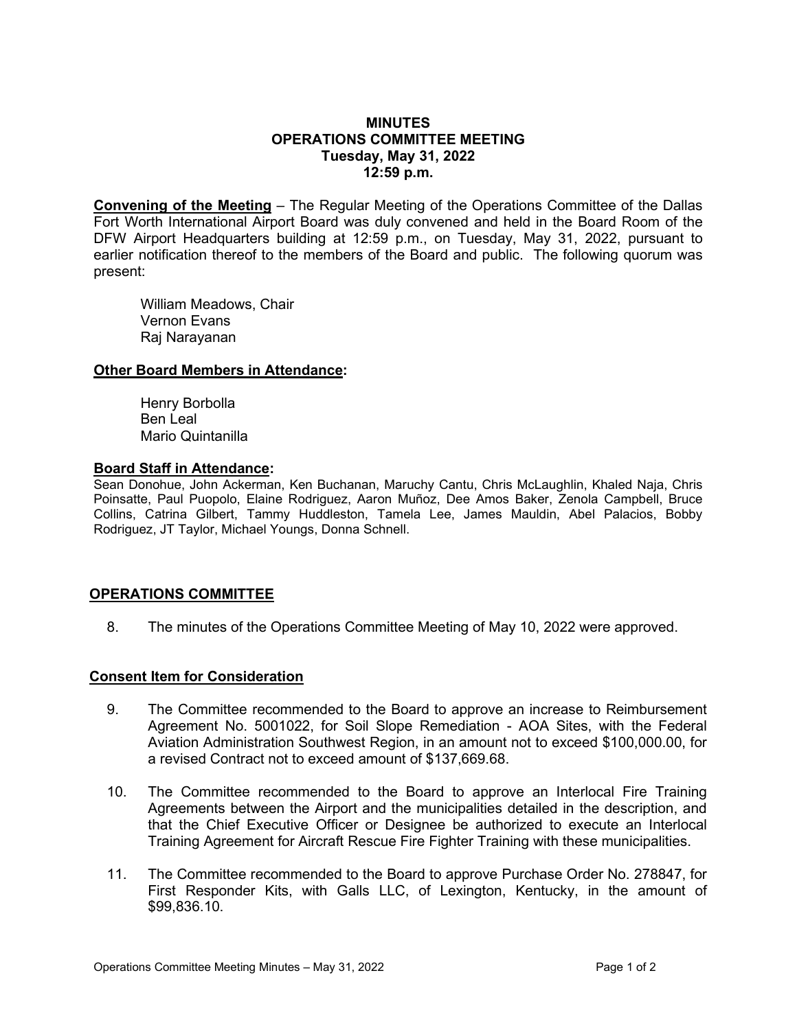# MINUTES
## OPERATIONS COMMITTEE MEETING
### Tuesday, May 31, 2022
### 12:59 p.m.

**Convening of the Meeting** – The Regular Meeting of the Operations Committee of the Dallas Fort Worth International Airport Board was duly convened and held in the Board Room of the DFW Airport Headquarters building at 12:59 p.m., on Tuesday, May 31, 2022, pursuant to earlier notification thereof to the members of the Board and public. The following quorum was present:

William Meadows, Chair
Vernon Evans
Raj Narayanan

**Other Board Members in Attendance:**

Henry Borbolla
Ben Leal
Mario Quintanilla

**Board Staff in Attendance:**

Sean Donohue, John Ackerman, Ken Buchanan, Maruchy Cantu, Chris McLaughlin, Khaled Naja, Chris Poinsatte, Paul Puopolo, Elaine Rodriguez, Aaron Muñoz, Dee Amos Baker, Zenola Campbell, Bruce Collins, Catrina Gilbert, Tammy Huddleston, Tamela Lee, James Mauldin, Abel Palacios, Bobby Rodriguez, JT Taylor, Michael Youngs, Donna Schnell.

## OPERATIONS COMMITTEE

8. The minutes of the Operations Committee Meeting of May 10, 2022 were approved.

### Consent Item for Consideration

9. The Committee recommended to the Board to approve an increase to Reimbursement Agreement No. 5001022, for Soil Slope Remediation - AOA Sites, with the Federal Aviation Administration Southwest Region, in an amount not to exceed $100,000.00, for a revised Contract not to exceed amount of $137,669.68.

10. The Committee recommended to the Board to approve an Interlocal Fire Training Agreements between the Airport and the municipalities detailed in the description, and that the Chief Executive Officer or Designee be authorized to execute an Interlocal Training Agreement for Aircraft Rescue Fire Fighter Training with these municipalities.

11. The Committee recommended to the Board to approve Purchase Order No. 278847, for First Responder Kits, with Galls LLC, of Lexington, Kentucky, in the amount of $99,836.10.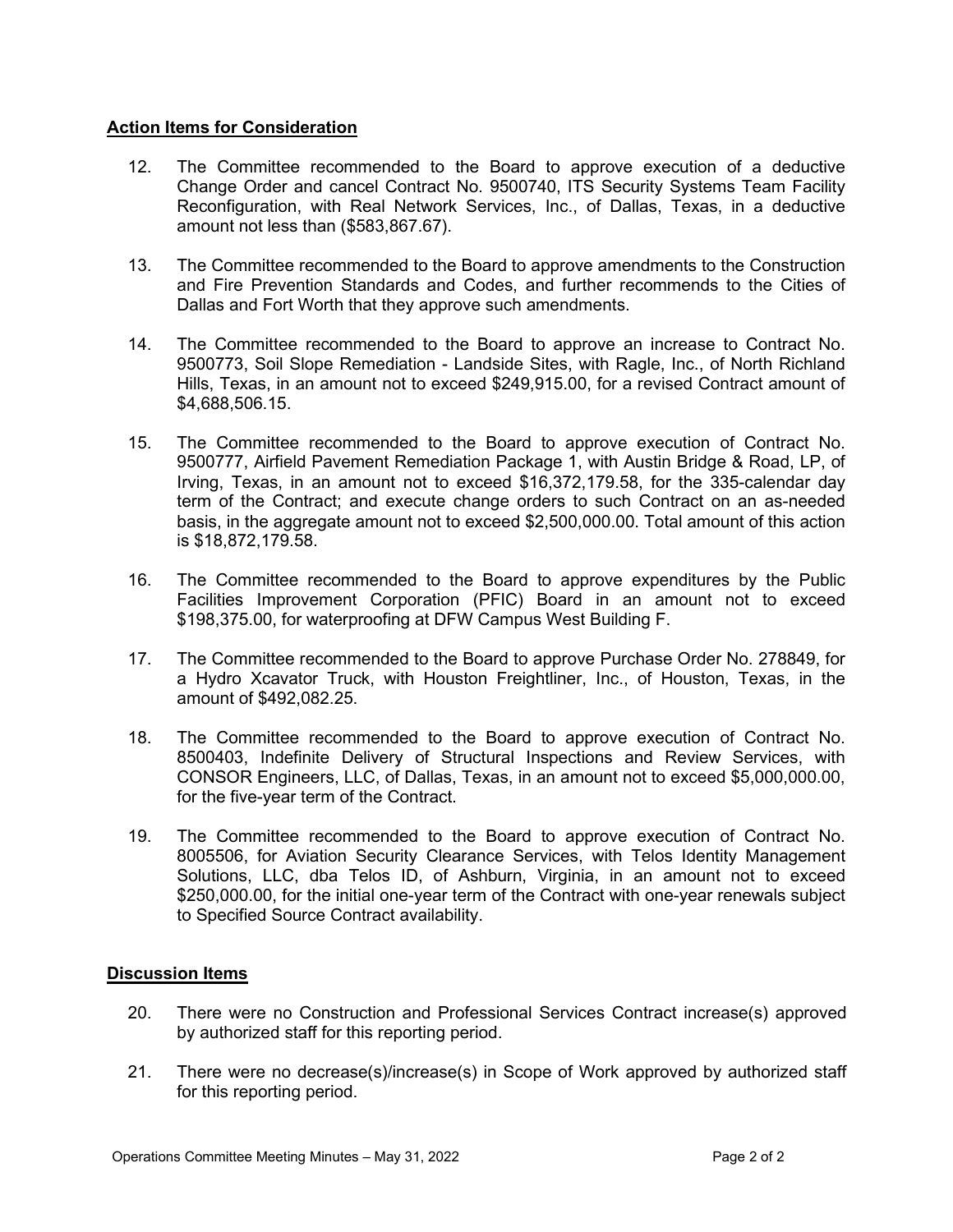## Action Items for Consideration

12. The Committee recommended to the Board to approve execution of a deductive Change Order and cancel Contract No. 9500740, ITS Security Systems Team Facility Reconfiguration, with Real Network Services, Inc., of Dallas, Texas, in a deductive amount not less than ($583,867.67).

13. The Committee recommended to the Board to approve amendments to the Construction and Fire Prevention Standards and Codes, and further recommends to the Cities of Dallas and Fort Worth that they approve such amendments.

14. The Committee recommended to the Board to approve an increase to Contract No. 9500773, Soil Slope Remediation - Landside Sites, with Ragle, Inc., of North Richland Hills, Texas, in an amount not to exceed $249,915.00, for a revised Contract amount of $4,688,506.15.

15. The Committee recommended to the Board to approve execution of Contract No. 9500777, Airfield Pavement Remediation Package 1, with Austin Bridge & Road, LP, of Irving, Texas, in an amount not to exceed $16,372,179.58, for the 335-calendar day term of the Contract; and execute change orders to such Contract on an as-needed basis, in the aggregate amount not to exceed $2,500,000.00. Total amount of this action is $18,872,179.58.

16. The Committee recommended to the Board to approve expenditures by the Public Facilities Improvement Corporation (PFIC) Board in an amount not to exceed $198,375.00, for waterproofing at DFW Campus West Building F.

17. The Committee recommended to the Board to approve Purchase Order No. 278849, for a Hydro Xcavator Truck, with Houston Freightliner, Inc., of Houston, Texas, in the amount of $492,082.25.

18. The Committee recommended to the Board to approve execution of Contract No. 8500403, Indefinite Delivery of Structural Inspections and Review Services, with CONSOR Engineers, LLC, of Dallas, Texas, in an amount not to exceed $5,000,000.00, for the five-year term of the Contract.

19. The Committee recommended to the Board to approve execution of Contract No. 8005506, for Aviation Security Clearance Services, with Telos Identity Management Solutions, LLC, dba Telos ID, of Ashburn, Virginia, in an amount not to exceed $250,000.00, for the initial one-year term of the Contract with one-year renewals subject to Specified Source Contract availability.

## Discussion Items

20. There were no Construction and Professional Services Contract increase(s) approved by authorized staff for this reporting period.

21. There were no decrease(s)/increase(s) in Scope of Work approved by authorized staff for this reporting period.